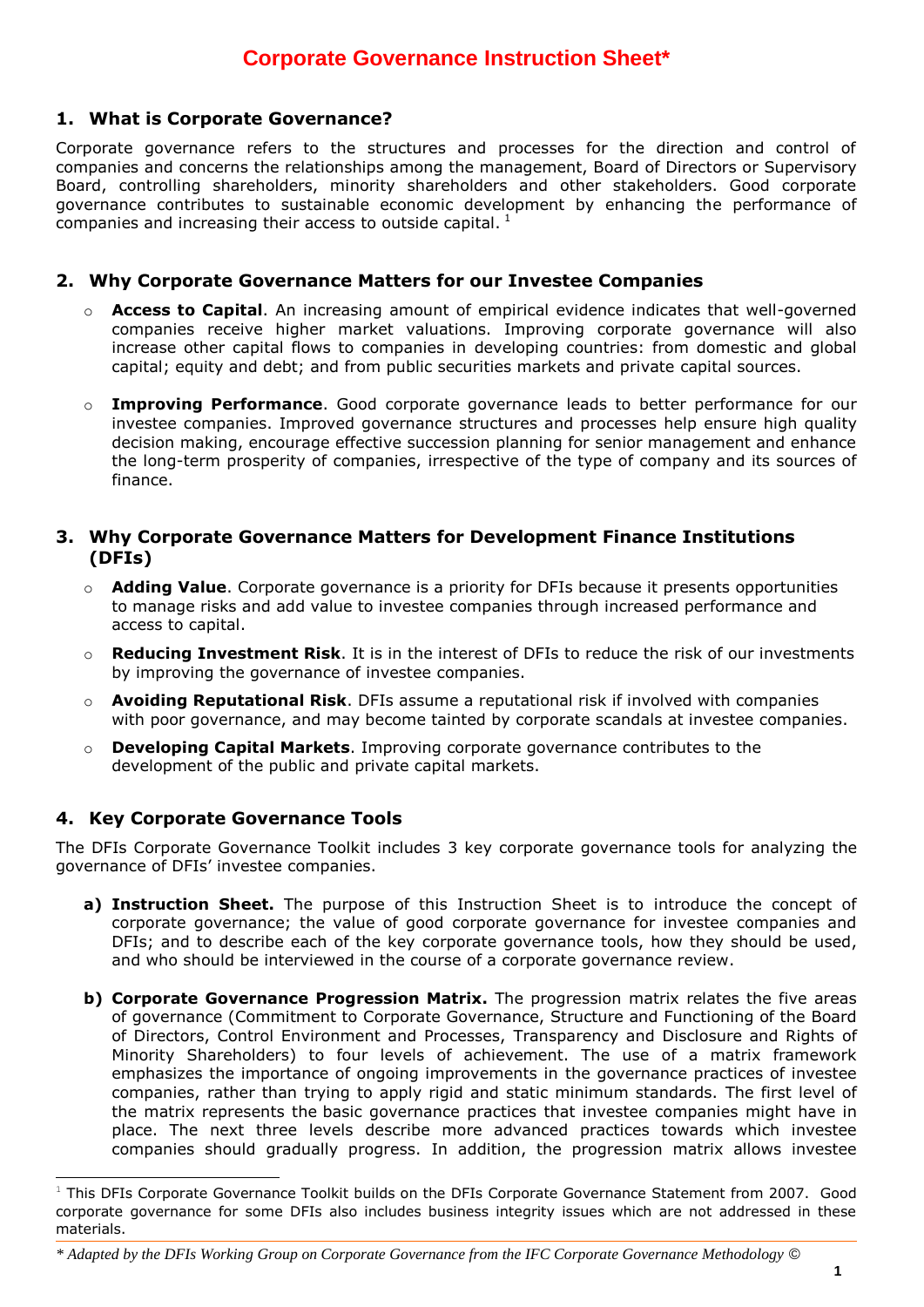# Corporate Governance Instruction Sheet*

## 1. What is Corporate Governance?

Corporate governance refers to the structures and processes for the direction and control of companies and concerns the relationships among the management, Board of Directors or Supervisory Board, controlling shareholders, minority shareholders and other stakeholders. Good corporate governance contributes to sustainable economic development by enhancing the performance of companies and increasing their access to outside capital. [1]

## 2. Why Corporate Governance Matters for our Investee Companies

- **Access to Capital**. An increasing amount of empirical evidence indicates that well-governed companies receive higher market valuations. Improving corporate governance will also increase other capital flows to companies in developing countries: from domestic and global capital; equity and debt; and from public securities markets and private capital sources.
- **Improving Performance**. Good corporate governance leads to better performance for our investee companies. Improved governance structures and processes help ensure high quality decision making, encourage effective succession planning for senior management and enhance the long-term prosperity of companies, irrespective of the type of company and its sources of finance.

## 3. Why Corporate Governance Matters for Development Finance Institutions (DFIs)

- **Adding Value**. Corporate governance is a priority for DFIs because it presents opportunities to manage risks and add value to investee companies through increased performance and access to capital.
- **Reducing Investment Risk**. It is in the interest of DFIs to reduce the risk of our investments by improving the governance of investee companies.
- **Avoiding Reputational Risk**. DFIs assume a reputational risk if involved with companies with poor governance, and may become tainted by corporate scandals at investee companies.
- **Developing Capital Markets**. Improving corporate governance contributes to the development of the public and private capital markets.

## 4. Key Corporate Governance Tools

The DFIs Corporate Governance Toolkit includes 3 key corporate governance tools for analyzing the governance of DFIs' investee companies.

a) **Instruction Sheet.** The purpose of this Instruction Sheet is to introduce the concept of corporate governance; the value of good corporate governance for investee companies and DFIs; and to describe each of the key corporate governance tools, how they should be used, and who should be interviewed in the course of a corporate governance review.

b) **Corporate Governance Progression Matrix.** The progression matrix relates the five areas of governance (Commitment to Corporate Governance, Structure and Functioning of the Board of Directors, Control Environment and Processes, Transparency and Disclosure and Rights of Minority Shareholders) to four levels of achievement. The use of a matrix framework emphasizes the importance of ongoing improvements in the governance practices of investee companies, rather than trying to apply rigid and static minimum standards. The first level of the matrix represents the basic governance practices that investee companies might have in place. The next three levels describe more advanced practices towards which investee companies should gradually progress. In addition, the progression matrix allows investee

---

[1] This DFIs Corporate Governance Toolkit builds on the DFIs Corporate Governance Statement from 2007. Good corporate governance for some DFIs also includes business integrity issues which are not addressed in these materials.

*\* Adapted by the DFIs Working Group on Corporate Governance from the IFC Corporate Governance Methodology ©*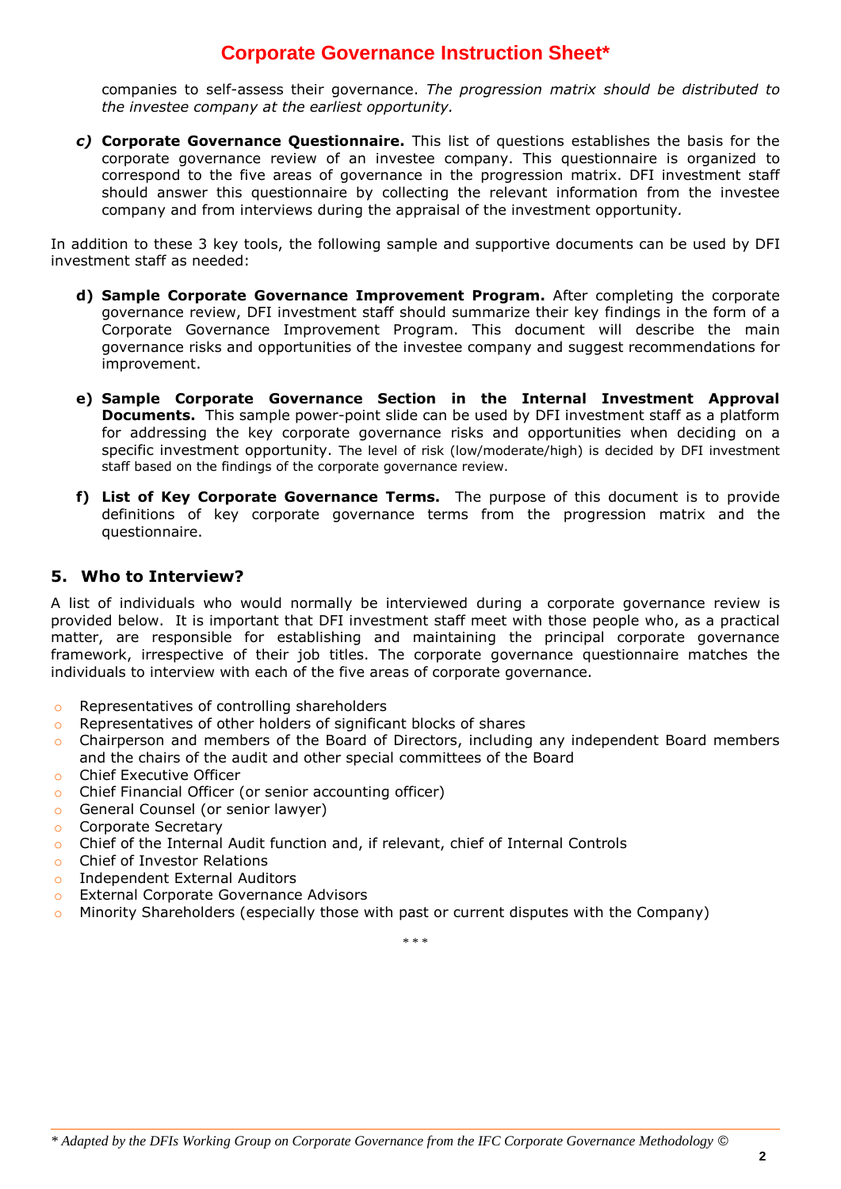companies to self-assess their governance. *The progression matrix should be distributed to the investee company at the earliest opportunity.*

***c)*** **Corporate Governance Questionnaire.** This list of questions establishes the basis for the corporate governance review of an investee company. This questionnaire is organized to correspond to the five areas of governance in the progression matrix. DFI investment staff should answer this questionnaire by collecting the relevant information from the investee company and from interviews during the appraisal of the investment opportunity.

In addition to these 3 key tools, the following sample and supportive documents can be used by DFI investment staff as needed:

**d) Sample Corporate Governance Improvement Program.** After completing the corporate governance review, DFI investment staff should summarize their key findings in the form of a Corporate Governance Improvement Program. This document will describe the main governance risks and opportunities of the investee company and suggest recommendations for improvement.

**e) Sample Corporate Governance Section in the Internal Investment Approval Documents.** This sample power-point slide can be used by DFI investment staff as a platform for addressing the key corporate governance risks and opportunities when deciding on a specific investment opportunity. The level of risk (low/moderate/high) is decided by DFI investment staff based on the findings of the corporate governance review.

**f) List of Key Corporate Governance Terms.** The purpose of this document is to provide definitions of key corporate governance terms from the progression matrix and the questionnaire.

## 5. Who to Interview?

A list of individuals who would normally be interviewed during a corporate governance review is provided below. It is important that DFI investment staff meet with those people who, as a practical matter, are responsible for establishing and maintaining the principal corporate governance framework, irrespective of their job titles. The corporate governance questionnaire matches the individuals to interview with each of the five areas of corporate governance.

- Representatives of controlling shareholders
- Representatives of other holders of significant blocks of shares
- Chairperson and members of the Board of Directors, including any independent Board members and the chairs of the audit and other special committees of the Board
- Chief Executive Officer
- Chief Financial Officer (or senior accounting officer)
- General Counsel (or senior lawyer)
- Corporate Secretary
- Chief of the Internal Audit function and, if relevant, chief of Internal Controls
- Chief of Investor Relations
- Independent External Auditors
- External Corporate Governance Advisors
- Minority Shareholders (especially those with past or current disputes with the Company)

\* \* \*